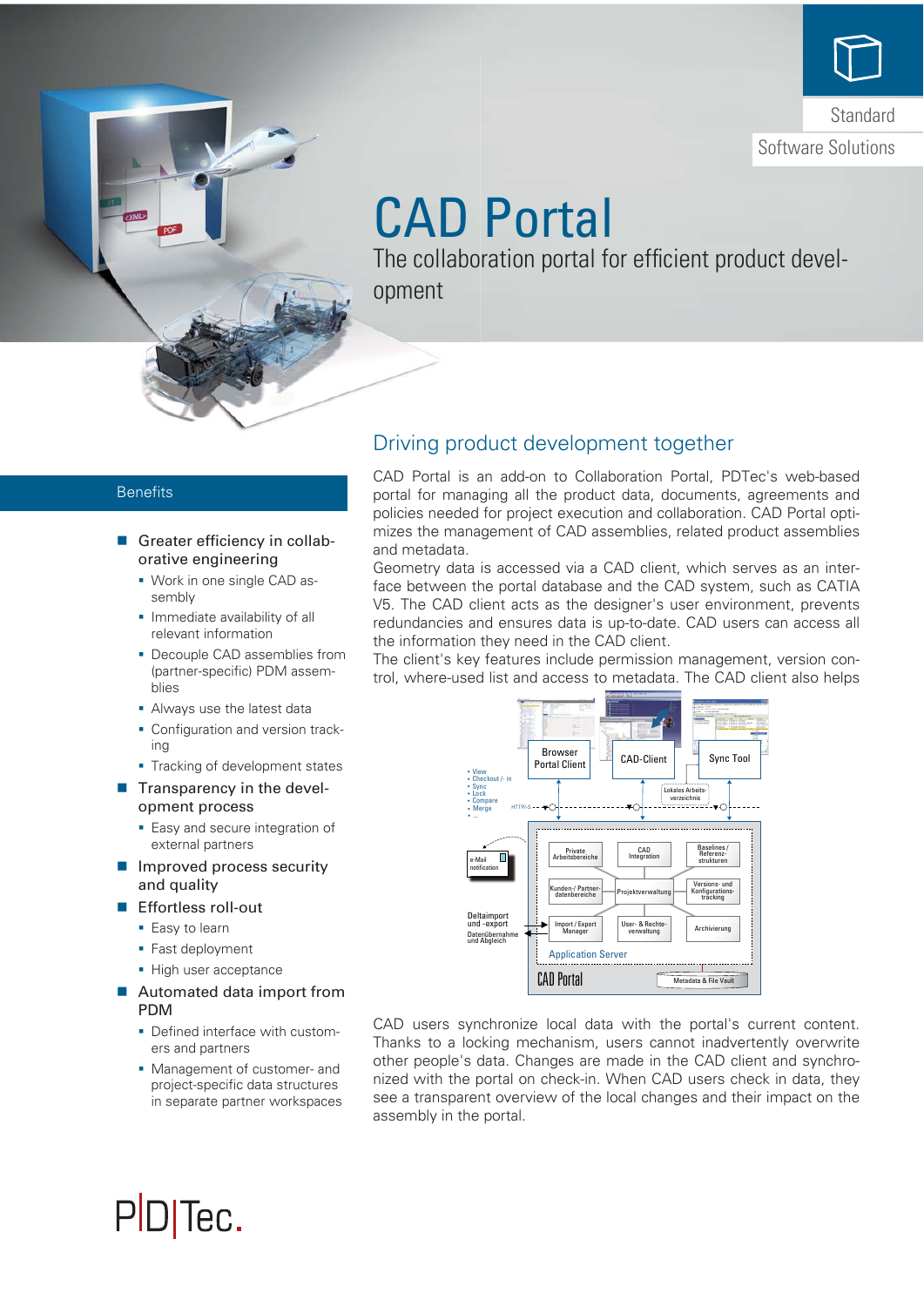Standard

Software Solutions

# CAD Portal

The collaboration portal for efficient product development

## Benefits

- **Greater efficiency in collaborative engineering**
  - Work in one single CAD assembly
  - Immediate availability of all relevant information
  - Decouple CAD assemblies from (partner-specific) PDM assemblies
  - Always use the latest data
  - Configuration and version tracking
  - Tracking of development states
- **Transparency in the development process**
  - Easy and secure integration of external partners
- **Improved process security and quality**
- **Effortless roll-out**
  - Easy to learn
  - Fast deployment
  - High user acceptance
- **Automated data import from PDM**
  - Defined interface with customers and partners
  - Management of customer- and project-specific data structures in separate partner workspaces

## Driving product development together

CAD Portal is an add-on to Collaboration Portal, PDTec's web-based portal for managing all the product data, documents, agreements and policies needed for project execution and collaboration. CAD Portal optimizes the management of CAD assemblies, related product assemblies and metadata.

Geometry data is accessed via a CAD client, which serves as an interface between the portal database and the CAD system, such as CATIA V5. The CAD client acts as the designer's user environment, prevents redundancies and ensures data is up-to-date. CAD users can access all the information they need in the CAD client.

The client's key features include permission management, version control, where-used list and access to metadata. The CAD client also helps CAD users synchronize local data with the portal's current content. Thanks to a locking mechanism, users cannot inadvertently overwrite other people's data. Changes are made in the CAD client and synchronized with the portal on check-in. When CAD users check in data, they see a transparent overview of the local changes and their impact on the assembly in the portal.

PDTec.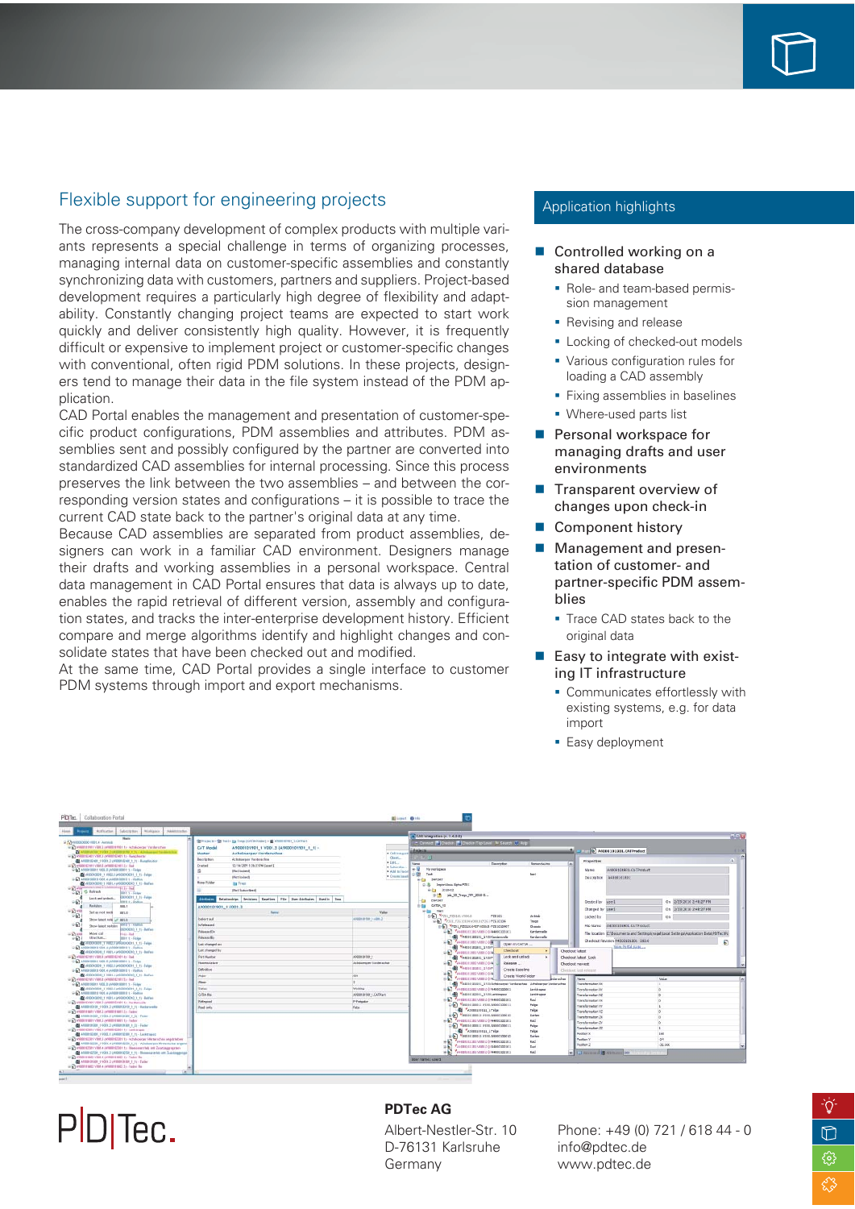## Flexible support for engineering projects

The cross-company development of complex products with multiple variants represents a special challenge in terms of organizing processes, managing internal data on customer-specific assemblies and constantly synchronizing data with customers, partners and suppliers. Project-based development requires a particularly high degree of flexibility and adaptability. Constantly changing project teams are expected to start work quickly and deliver consistently high quality. However, it is frequently difficult or expensive to implement project or customer-specific changes with conventional, often rigid PDM solutions. In these projects, designers tend to manage their data in the file system instead of the PDM application.

CAD Portal enables the management and presentation of customer-specific product configurations, PDM assemblies and attributes. PDM assemblies sent and possibly configured by the partner are converted into standardized CAD assemblies for internal processing. Since this process preserves the link between the two assemblies – and between the corresponding version states and configurations – it is possible to trace the current CAD state back to the partner's original data at any time.

Because CAD assemblies are separated from product assemblies, designers can work in a familiar CAD environment. Designers manage their drafts and working assemblies in a personal workspace. Central data management in CAD Portal ensures that data is always up to date, enables the rapid retrieval of different version, assembly and configuration states, and tracks the inter-enterprise development history. Efficient compare and merge algorithms identify and highlight changes and consolidate states that have been checked out and modified.

At the same time, CAD Portal provides a single interface to customer PDM systems through import and export mechanisms.

## Application highlights

- Controlled working on a shared database
  - Role- and team-based permission management
  - Revising and release
  - Locking of checked-out models
  - Various configuration rules for loading a CAD assembly
  - Fixing assemblies in baselines
  - Where-used parts list
- Personal workspace for managing drafts and user environments
- Transparent overview of changes upon check-in
- Component history
- Management and presentation of customer- and partner-specific PDM assemblies
  - Trace CAD states back to the original data
- Easy to integrate with existing IT infrastructure
  - Communicates effortlessly with existing systems, e.g. for data import
  - Easy deployment

P|D|Tec.

**PDTec AG**

Albert-Nestler-Str. 10
D-76131 Karlsruhe
Germany

Phone: +49 (0) 721 / 618 44 - 0
info@pdtec.de
www.pdtec.de